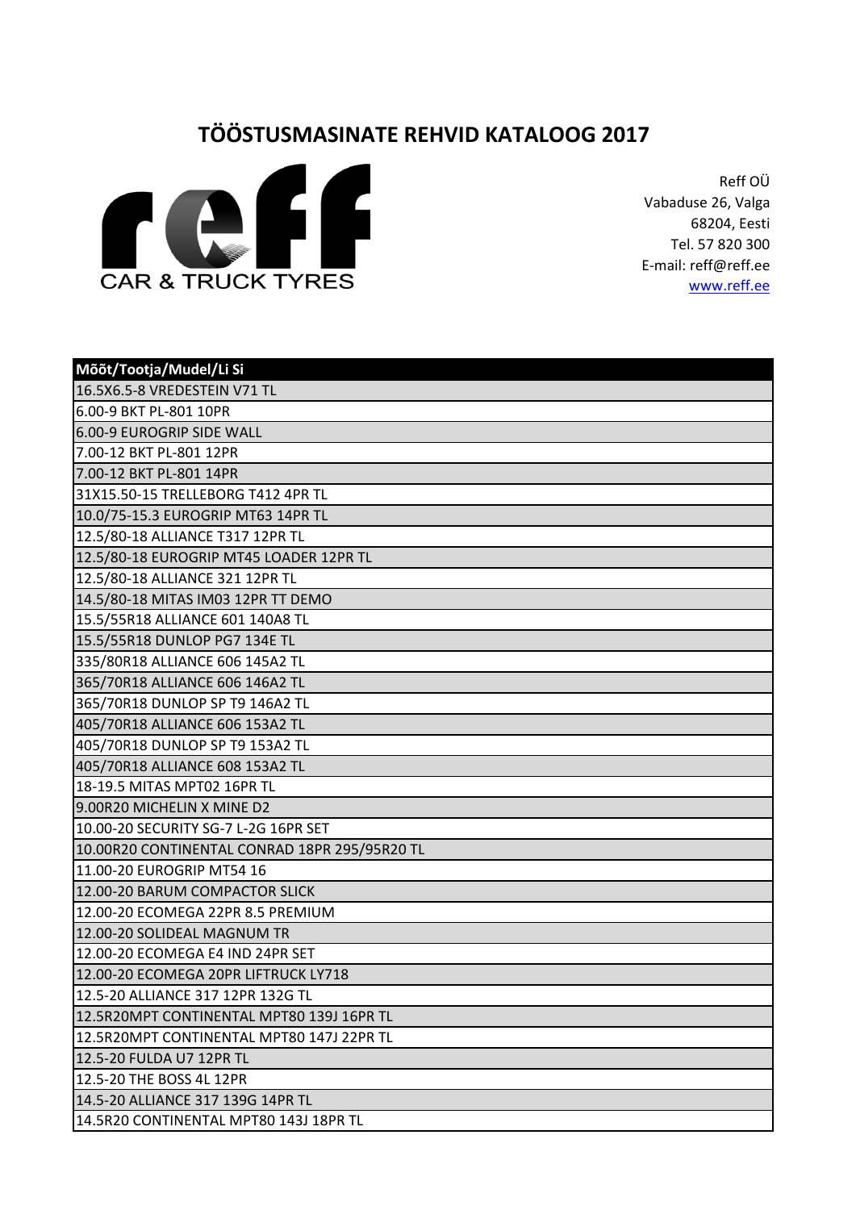# TÖÖSTUSMASINATE REHVID KATALOOG 2017

reff
CAR & TRUCK TYRES

Reff OÜ
Vabaduse 26, Valga
68204, Eesti
Tel. 57 820 300
E-mail: reff@reff.ee
www.reff.ee

| Mõõt/Tootja/Mudel/Li Si |
|---|
| 16.5X6.5-8 VREDESTEIN V71 TL |
| 6.00-9 BKT PL-801 10PR |
| 6.00-9 EUROGRIP SIDE WALL |
| 7.00-12 BKT PL-801 12PR |
| 7.00-12 BKT PL-801 14PR |
| 31X15.50-15 TRELLEBORG T412 4PR TL |
| 10.0/75-15.3 EUROGRIP MT63 14PR TL |
| 12.5/80-18 ALLIANCE T317 12PR TL |
| 12.5/80-18 EUROGRIP MT45 LOADER 12PR TL |
| 12.5/80-18 ALLIANCE 321 12PR TL |
| 14.5/80-18 MITAS IM03 12PR TT DEMO |
| 15.5/55R18 ALLIANCE 601 140A8 TL |
| 15.5/55R18 DUNLOP PG7 134E TL |
| 335/80R18 ALLIANCE 606 145A2 TL |
| 365/70R18 ALLIANCE 606 146A2 TL |
| 365/70R18 DUNLOP SP T9 146A2 TL |
| 405/70R18 ALLIANCE 606 153A2 TL |
| 405/70R18 DUNLOP SP T9 153A2 TL |
| 405/70R18 ALLIANCE 608 153A2 TL |
| 18-19.5 MITAS MPT02 16PR TL |
| 9.00R20 MICHELIN X MINE D2 |
| 10.00-20 SECURITY SG-7 L-2G 16PR SET |
| 10.00R20 CONTINENTAL CONRAD 18PR 295/95R20 TL |
| 11.00-20 EUROGRIP MT54 16 |
| 12.00-20 BARUM COMPACTOR SLICK |
| 12.00-20 ECOMEGA 22PR 8.5 PREMIUM |
| 12.00-20 SOLIDEAL MAGNUM TR |
| 12.00-20 ECOMEGA E4 IND 24PR SET |
| 12.00-20 ECOMEGA 20PR LIFTRUCK LY718 |
| 12.5-20 ALLIANCE 317 12PR 132G TL |
| 12.5R20MPT CONTINENTAL MPT80 139J 16PR TL |
| 12.5R20MPT CONTINENTAL MPT80 147J 22PR TL |
| 12.5-20 FULDA U7 12PR TL |
| 12.5-20 THE BOSS 4L 12PR |
| 14.5-20 ALLIANCE 317 139G 14PR TL |
| 14.5R20 CONTINENTAL MPT80 143J 18PR TL |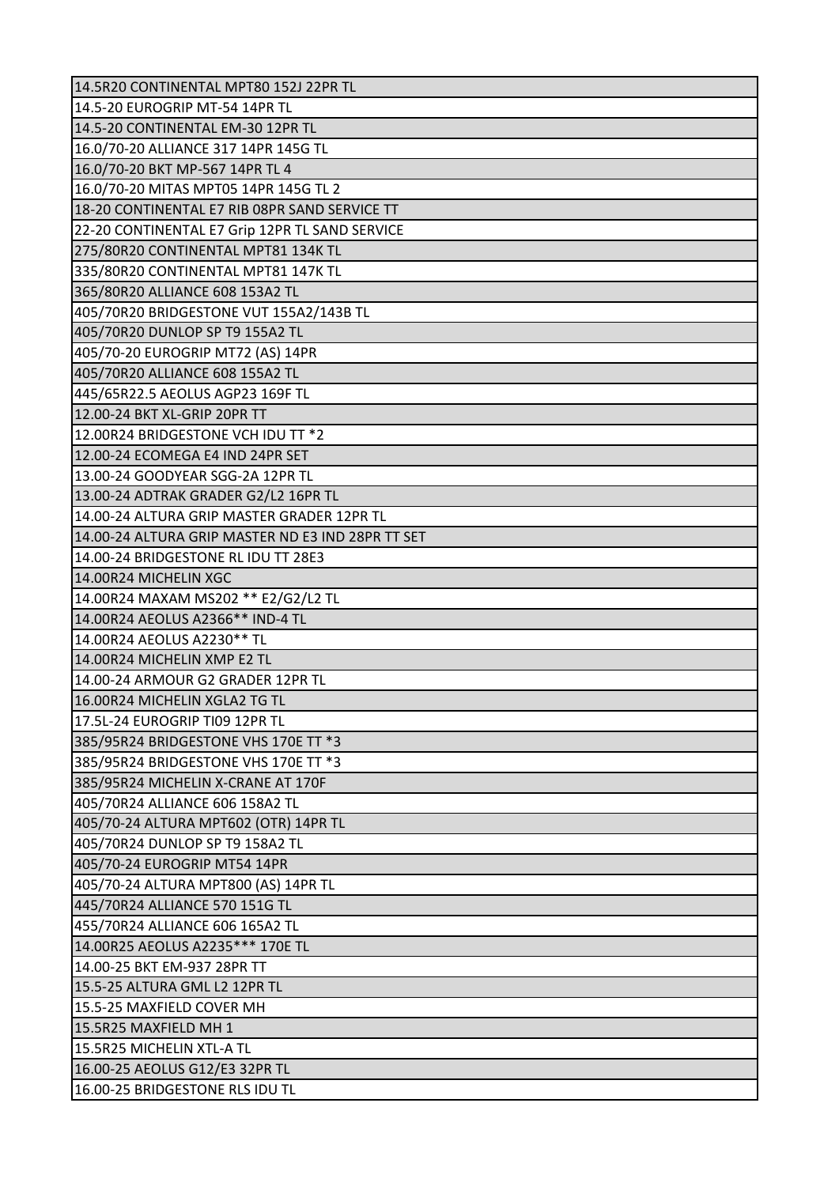| 14.5R20 CONTINENTAL MPT80 152J 22PR TL |
| --- |
| 14.5-20 EUROGRIP MT-54 14PR TL |
| 14.5-20 CONTINENTAL EM-30 12PR TL |
| 16.0/70-20 ALLIANCE 317 14PR 145G TL |
| 16.0/70-20 BKT MP-567 14PR TL 4 |
| 16.0/70-20 MITAS MPT05 14PR 145G TL 2 |
| 18-20 CONTINENTAL E7 RIB 08PR SAND SERVICE TT |
| 22-20 CONTINENTAL E7 Grip 12PR TL SAND SERVICE |
| 275/80R20 CONTINENTAL MPT81 134K TL |
| 335/80R20 CONTINENTAL MPT81 147K TL |
| 365/80R20 ALLIANCE 608 153A2 TL |
| 405/70R20 BRIDGESTONE VUT 155A2/143B TL |
| 405/70R20 DUNLOP SP T9 155A2 TL |
| 405/70-20 EUROGRIP MT72 (AS) 14PR |
| 405/70R20 ALLIANCE 608 155A2 TL |
| 445/65R22.5 AEOLUS AGP23 169F TL |
| 12.00-24 BKT XL-GRIP 20PR TT |
| 12.00R24 BRIDGESTONE VCH IDU TT *2 |
| 12.00-24 ECOMEGA E4 IND 24PR SET |
| 13.00-24 GOODYEAR SGG-2A 12PR TL |
| 13.00-24 ADTRAK GRADER G2/L2 16PR TL |
| 14.00-24 ALTURA GRIP MASTER GRADER 12PR TL |
| 14.00-24 ALTURA GRIP MASTER ND E3 IND 28PR TT SET |
| 14.00-24 BRIDGESTONE RL IDU TT 28E3 |
| 14.00R24 MICHELIN XGC |
| 14.00R24 MAXAM MS202 ** E2/G2/L2 TL |
| 14.00R24 AEOLUS A2366** IND-4 TL |
| 14.00R24 AEOLUS A2230** TL |
| 14.00R24 MICHELIN XMP E2 TL |
| 14.00-24 ARMOUR G2 GRADER 12PR TL |
| 16.00R24 MICHELIN XGLA2 TG TL |
| 17.5L-24 EUROGRIP TI09 12PR TL |
| 385/95R24 BRIDGESTONE VHS 170E TT *3 |
| 385/95R24 BRIDGESTONE VHS 170E TT *3 |
| 385/95R24 MICHELIN X-CRANE AT 170F |
| 405/70R24 ALLIANCE 606 158A2 TL |
| 405/70-24 ALTURA MPT602 (OTR) 14PR TL |
| 405/70R24 DUNLOP SP T9 158A2 TL |
| 405/70-24 EUROGRIP MT54 14PR |
| 405/70-24 ALTURA MPT800 (AS) 14PR TL |
| 445/70R24 ALLIANCE 570 151G TL |
| 455/70R24 ALLIANCE 606 165A2 TL |
| 14.00R25 AEOLUS A2235*** 170E TL |
| 14.00-25 BKT EM-937 28PR TT |
| 15.5-25 ALTURA GML L2 12PR TL |
| 15.5-25 MAXFIELD COVER MH |
| 15.5R25 MAXFIELD MH 1 |
| 15.5R25 MICHELIN XTL-A TL |
| 16.00-25 AEOLUS G12/E3 32PR TL |
| 16.00-25 BRIDGESTONE RLS IDU TL |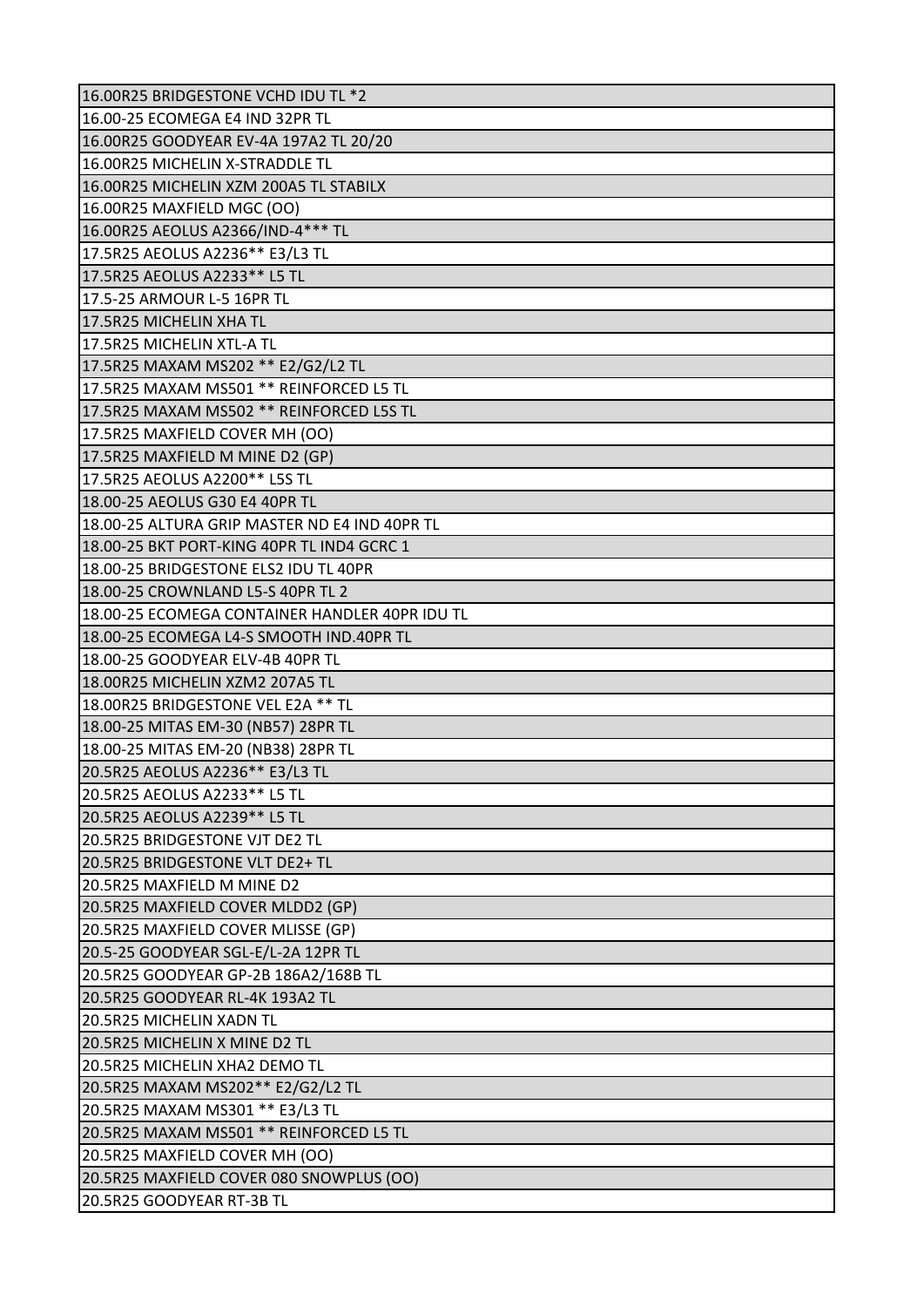| 16.00R25 BRIDGESTONE VCHD IDU TL *2 |
|---|
| 16.00-25 ECOMEGA E4 IND 32PR TL |
| 16.00R25 GOODYEAR EV-4A 197A2 TL 20/20 |
| 16.00R25 MICHELIN X-STRADDLE TL |
| 16.00R25 MICHELIN XZM 200A5 TL STABILX |
| 16.00R25 MAXFIELD MGC (OO) |
| 16.00R25 AEOLUS A2366/IND-4*** TL |
| 17.5R25 AEOLUS A2236** E3/L3 TL |
| 17.5R25 AEOLUS A2233** L5 TL |
| 17.5-25 ARMOUR L-5 16PR TL |
| 17.5R25 MICHELIN XHA TL |
| 17.5R25 MICHELIN XTL-A TL |
| 17.5R25 MAXAM MS202 ** E2/G2/L2 TL |
| 17.5R25 MAXAM MS501 ** REINFORCED L5 TL |
| 17.5R25 MAXAM MS502 ** REINFORCED L5S TL |
| 17.5R25 MAXFIELD COVER MH (OO) |
| 17.5R25 MAXFIELD M MINE D2 (GP) |
| 17.5R25 AEOLUS A2200** L5S TL |
| 18.00-25 AEOLUS G30 E4 40PR TL |
| 18.00-25 ALTURA GRIP MASTER ND E4 IND 40PR TL |
| 18.00-25 BKT PORT-KING 40PR TL IND4 GCRC 1 |
| 18.00-25 BRIDGESTONE ELS2 IDU TL 40PR |
| 18.00-25 CROWNLAND L5-S 40PR TL 2 |
| 18.00-25 ECOMEGA CONTAINER HANDLER 40PR IDU TL |
| 18.00-25 ECOMEGA L4-S SMOOTH IND.40PR TL |
| 18.00-25 GOODYEAR ELV-4B 40PR TL |
| 18.00R25 MICHELIN XZM2 207A5 TL |
| 18.00R25 BRIDGESTONE VEL E2A ** TL |
| 18.00-25 MITAS EM-30 (NB57) 28PR TL |
| 18.00-25 MITAS EM-20 (NB38) 28PR TL |
| 20.5R25 AEOLUS A2236** E3/L3 TL |
| 20.5R25 AEOLUS A2233** L5 TL |
| 20.5R25 AEOLUS A2239** L5 TL |
| 20.5R25 BRIDGESTONE VJT DE2 TL |
| 20.5R25 BRIDGESTONE VLT DE2+ TL |
| 20.5R25 MAXFIELD M MINE D2 |
| 20.5R25 MAXFIELD COVER MLDD2 (GP) |
| 20.5R25 MAXFIELD COVER MLISSE (GP) |
| 20.5-25 GOODYEAR SGL-E/L-2A 12PR TL |
| 20.5R25 GOODYEAR GP-2B 186A2/168B TL |
| 20.5R25 GOODYEAR RL-4K 193A2 TL |
| 20.5R25 MICHELIN XADN TL |
| 20.5R25 MICHELIN X MINE D2 TL |
| 20.5R25 MICHELIN XHA2 DEMO TL |
| 20.5R25 MAXAM MS202** E2/G2/L2 TL |
| 20.5R25 MAXAM MS301 ** E3/L3 TL |
| 20.5R25 MAXAM MS501 ** REINFORCED L5 TL |
| 20.5R25 MAXFIELD COVER MH (OO) |
| 20.5R25 MAXFIELD COVER 080 SNOWPLUS (OO) |
| 20.5R25 GOODYEAR RT-3B TL |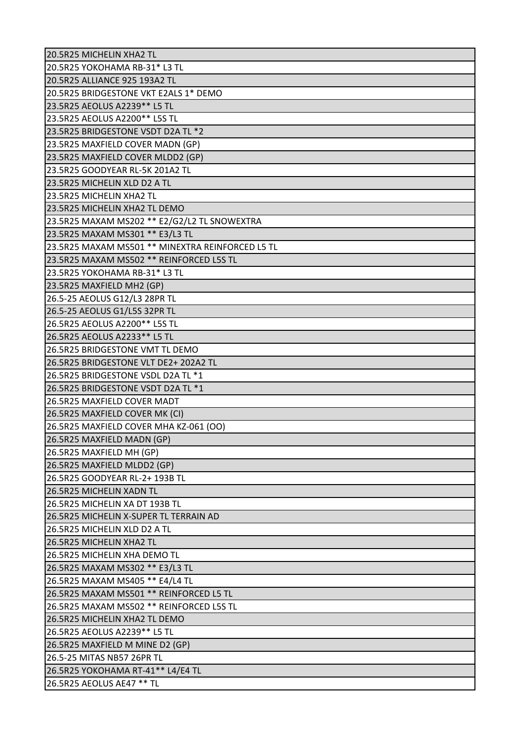| 20.5R25 MICHELIN XHA2 TL |
|---|
| 20.5R25 YOKOHAMA RB-31* L3 TL |
| 20.5R25 ALLIANCE 925 193A2 TL |
| 20.5R25 BRIDGESTONE VKT E2ALS 1* DEMO |
| 23.5R25 AEOLUS A2239** L5 TL |
| 23.5R25 AEOLUS A2200** L5S TL |
| 23.5R25 BRIDGESTONE VSDT D2A TL *2 |
| 23.5R25 MAXFIELD COVER MADN (GP) |
| 23.5R25 MAXFIELD COVER MLDD2 (GP) |
| 23.5R25 GOODYEAR RL-5K 201A2 TL |
| 23.5R25 MICHELIN XLD D2 A TL |
| 23.5R25 MICHELIN XHA2 TL |
| 23.5R25 MICHELIN XHA2 TL DEMO |
| 23.5R25 MAXAM MS202 ** E2/G2/L2 TL SNOWEXTRA |
| 23.5R25 MAXAM MS301 ** E3/L3 TL |
| 23.5R25 MAXAM MS501 ** MINEXTRA REINFORCED L5 TL |
| 23.5R25 MAXAM MS502 ** REINFORCED L5S TL |
| 23.5R25 YOKOHAMA RB-31* L3 TL |
| 23.5R25 MAXFIELD MH2 (GP) |
| 26.5-25 AEOLUS G12/L3 28PR TL |
| 26.5-25 AEOLUS G1/L5S 32PR TL |
| 26.5R25 AEOLUS A2200** L5S TL |
| 26.5R25 AEOLUS A2233** L5 TL |
| 26.5R25 BRIDGESTONE VMT TL DEMO |
| 26.5R25 BRIDGESTONE VLT DE2+ 202A2 TL |
| 26.5R25 BRIDGESTONE VSDL D2A TL *1 |
| 26.5R25 BRIDGESTONE VSDT D2A TL *1 |
| 26.5R25 MAXFIELD COVER MADT |
| 26.5R25 MAXFIELD COVER MK (CI) |
| 26.5R25 MAXFIELD COVER MHA KZ-061 (OO) |
| 26.5R25 MAXFIELD MADN (GP) |
| 26.5R25 MAXFIELD MH (GP) |
| 26.5R25 MAXFIELD MLDD2 (GP) |
| 26.5R25 GOODYEAR RL-2+ 193B TL |
| 26.5R25 MICHELIN XADN TL |
| 26.5R25 MICHELIN XA DT 193B TL |
| 26.5R25 MICHELIN X-SUPER TL TERRAIN AD |
| 26.5R25 MICHELIN XLD D2 A TL |
| 26.5R25 MICHELIN XHA2 TL |
| 26.5R25 MICHELIN XHA DEMO TL |
| 26.5R25 MAXAM MS302 ** E3/L3 TL |
| 26.5R25 MAXAM MS405 ** E4/L4 TL |
| 26.5R25 MAXAM MS501 ** REINFORCED L5 TL |
| 26.5R25 MAXAM MS502 ** REINFORCED L5S TL |
| 26.5R25 MICHELIN XHA2 TL DEMO |
| 26.5R25 AEOLUS A2239** L5 TL |
| 26.5R25 MAXFIELD M MINE D2 (GP) |
| 26.5-25 MITAS NB57 26PR TL |
| 26.5R25 YOKOHAMA RT-41** L4/E4 TL |
| 26.5R25 AEOLUS AE47 ** TL |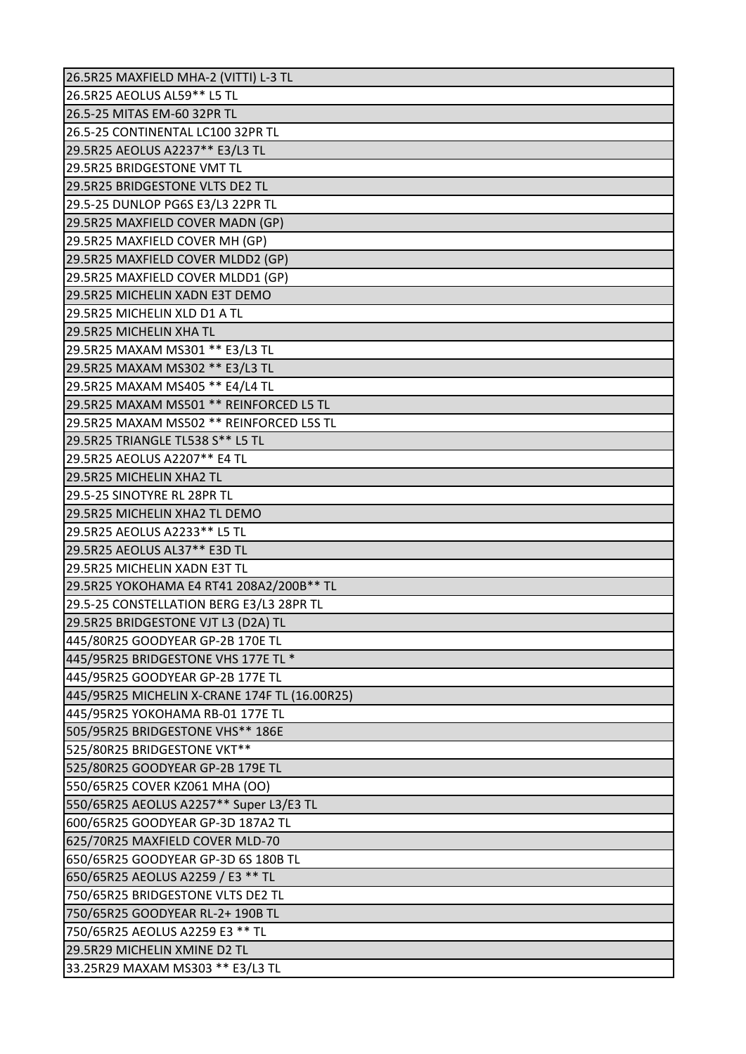| |
|---|
| 26.5R25 MAXFIELD MHA-2 (VITTI) L-3 TL |
| 26.5R25 AEOLUS AL59** L5 TL |
| 26.5-25 MITAS EM-60 32PR TL |
| 26.5-25 CONTINENTAL LC100 32PR TL |
| 29.5R25 AEOLUS A2237** E3/L3 TL |
| 29.5R25 BRIDGESTONE VMT TL |
| 29.5R25 BRIDGESTONE VLTS DE2 TL |
| 29.5-25 DUNLOP PG6S E3/L3 22PR TL |
| 29.5R25 MAXFIELD COVER MADN (GP) |
| 29.5R25 MAXFIELD COVER MH (GP) |
| 29.5R25 MAXFIELD COVER MLDD2 (GP) |
| 29.5R25 MAXFIELD COVER MLDD1 (GP) |
| 29.5R25 MICHELIN XADN E3T DEMO |
| 29.5R25 MICHELIN XLD D1 A TL |
| 29.5R25 MICHELIN XHA TL |
| 29.5R25 MAXAM MS301 ** E3/L3 TL |
| 29.5R25 MAXAM MS302 ** E3/L3 TL |
| 29.5R25 MAXAM MS405 ** E4/L4 TL |
| 29.5R25 MAXAM MS501 ** REINFORCED L5 TL |
| 29.5R25 MAXAM MS502 ** REINFORCED L5S TL |
| 29.5R25 TRIANGLE TL538 S** L5 TL |
| 29.5R25 AEOLUS A2207** E4 TL |
| 29.5R25 MICHELIN XHA2 TL |
| 29.5-25 SINOTYRE RL 28PR TL |
| 29.5R25 MICHELIN XHA2 TL DEMO |
| 29.5R25 AEOLUS A2233** L5 TL |
| 29.5R25 AEOLUS AL37** E3D TL |
| 29.5R25 MICHELIN XADN E3T TL |
| 29.5R25 YOKOHAMA E4 RT41 208A2/200B** TL |
| 29.5-25 CONSTELLATION BERG E3/L3 28PR TL |
| 29.5R25 BRIDGESTONE VJT L3 (D2A) TL |
| 445/80R25 GOODYEAR GP-2B 170E TL |
| 445/95R25 BRIDGESTONE VHS 177E TL * |
| 445/95R25 GOODYEAR GP-2B 177E TL |
| 445/95R25 MICHELIN X-CRANE 174F TL (16.00R25) |
| 445/95R25 YOKOHAMA RB-01 177E TL |
| 505/95R25 BRIDGESTONE VHS** 186E |
| 525/80R25 BRIDGESTONE VKT** |
| 525/80R25 GOODYEAR GP-2B 179E TL |
| 550/65R25 COVER KZ061 MHA (OO) |
| 550/65R25 AEOLUS A2257** Super L3/E3 TL |
| 600/65R25 GOODYEAR GP-3D 187A2 TL |
| 625/70R25 MAXFIELD COVER MLD-70 |
| 650/65R25 GOODYEAR GP-3D 6S 180B TL |
| 650/65R25 AEOLUS A2259 / E3 ** TL |
| 750/65R25 BRIDGESTONE VLTS DE2 TL |
| 750/65R25 GOODYEAR RL-2+ 190B TL |
| 750/65R25 AEOLUS A2259 E3 ** TL |
| 29.5R29 MICHELIN XMINE D2 TL |
| 33.25R29 MAXAM MS303 ** E3/L3 TL |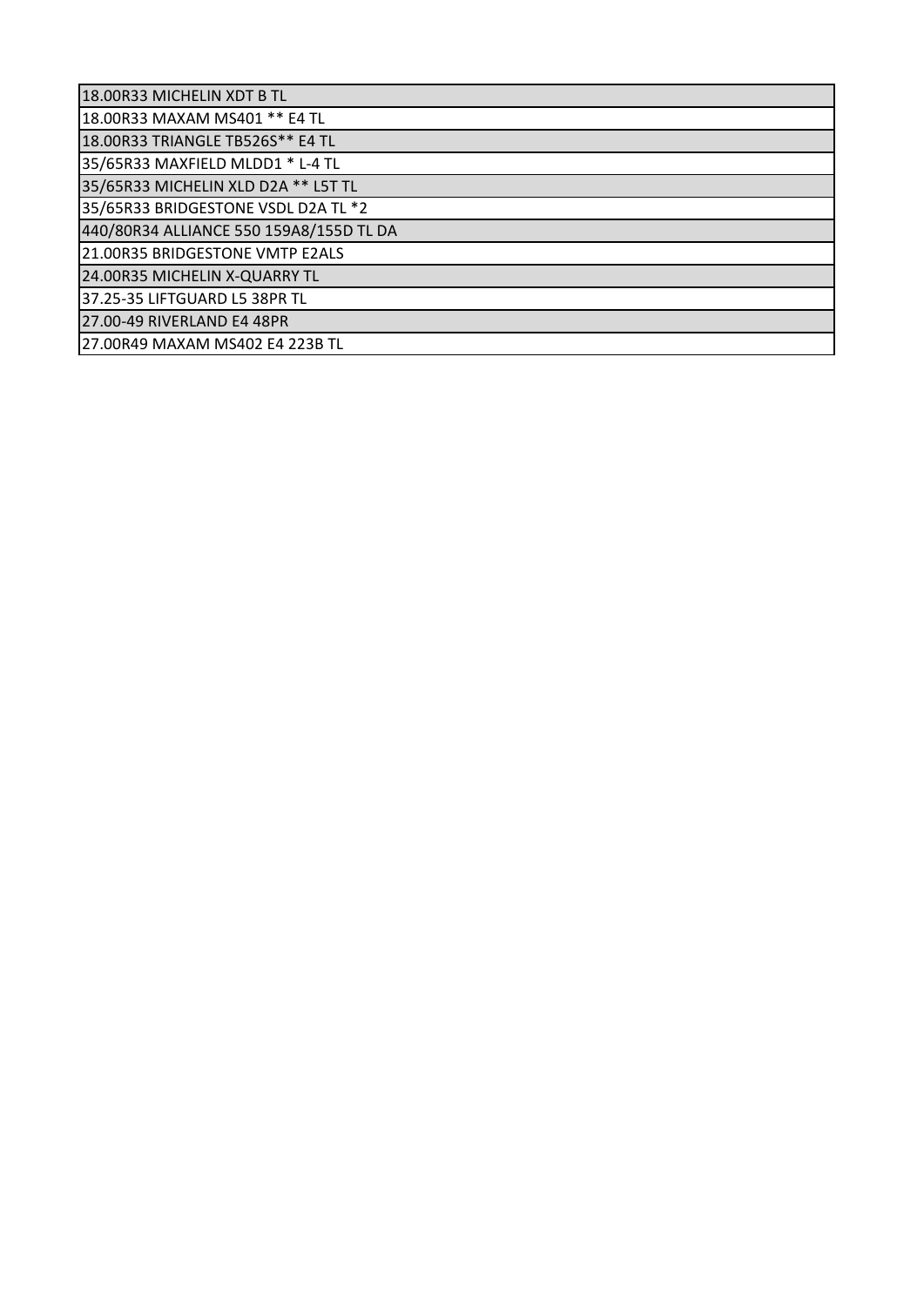| |
|---|
| 18.00R33 MICHELIN XDT B TL |
| 18.00R33 MAXAM MS401 ** E4 TL |
| 18.00R33 TRIANGLE TB526S** E4 TL |
| 35/65R33 MAXFIELD MLDD1 * L-4 TL |
| 35/65R33 MICHELIN XLD D2A ** L5T TL |
| 35/65R33 BRIDGESTONE VSDL D2A TL *2 |
| 440/80R34 ALLIANCE 550 159A8/155D TL DA |
| 21.00R35 BRIDGESTONE VMTP E2ALS |
| 24.00R35 MICHELIN X-QUARRY TL |
| 37.25-35 LIFTGUARD L5 38PR TL |
| 27.00-49 RIVERLAND E4 48PR |
| 27.00R49 MAXAM MS402 E4 223B TL |